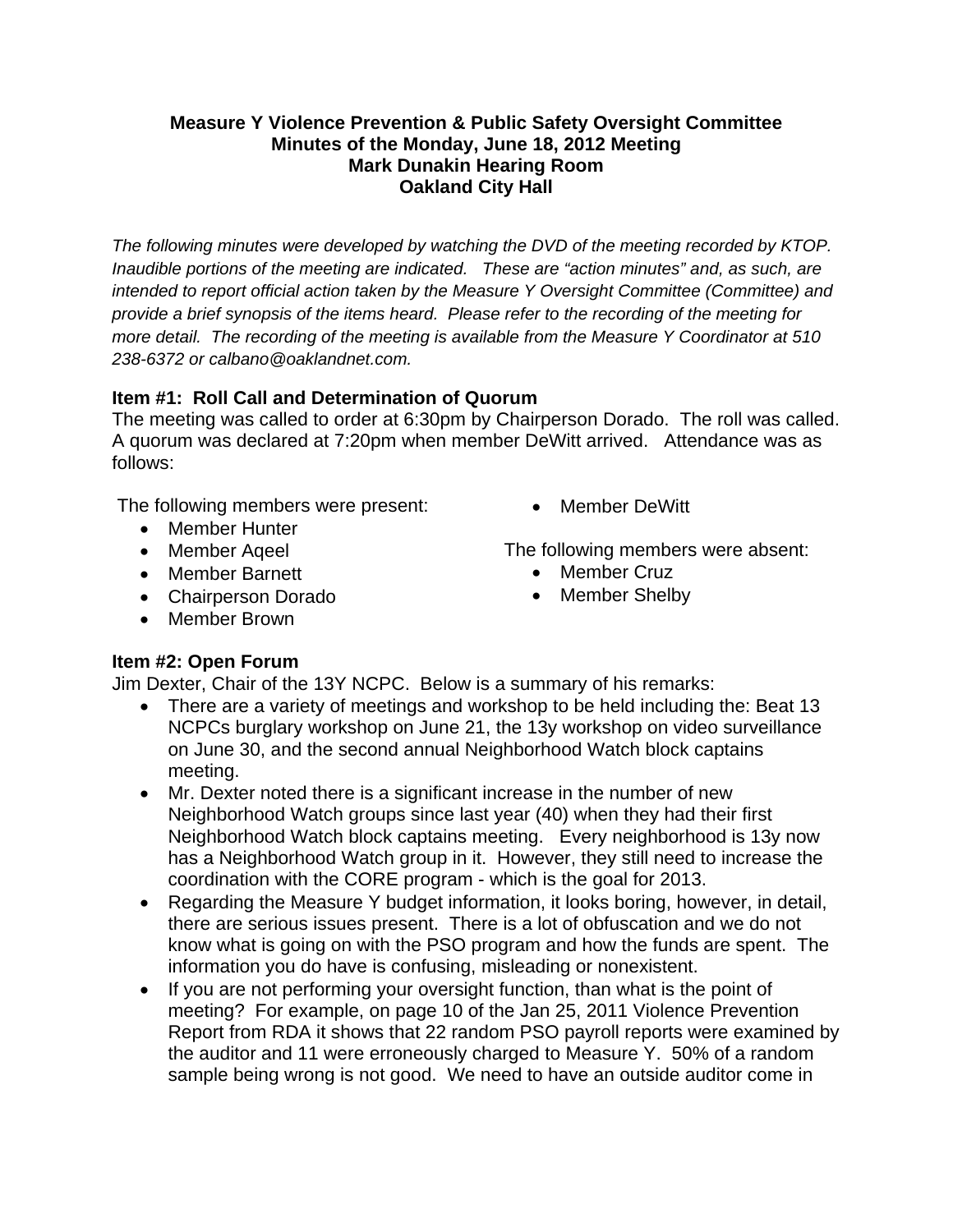**Measure Y Violence Prevention & Public Safety Oversight Committee**
**Minutes of the Monday, June 18, 2012 Meeting**
**Mark Dunakin Hearing Room**
**Oakland City Hall**

*The following minutes were developed by watching the DVD of the meeting recorded by KTOP. Inaudible portions of the meeting are indicated. These are "action minutes" and, as such, are intended to report official action taken by the Measure Y Oversight Committee (Committee) and provide a brief synopsis of the items heard. Please refer to the recording of the meeting for more detail. The recording of the meeting is available from the Measure Y Coordinator at 510 238-6372 or calbano@oaklandnet.com.*

### Item #1: Roll Call and Determination of Quorum

The meeting was called to order at 6:30pm by Chairperson Dorado. The roll was called. A quorum was declared at 7:20pm when member DeWitt arrived. Attendance was as follows:

The following members were present:

- Member Hunter
- Member Aqeel
- Member Barnett
- Chairperson Dorado
- Member Brown
- Member DeWitt

The following members were absent:

- Member Cruz
- Member Shelby

### Item #2: Open Forum

Jim Dexter, Chair of the 13Y NCPC. Below is a summary of his remarks:

- There are a variety of meetings and workshop to be held including the: Beat 13 NCPCs burglary workshop on June 21, the 13y workshop on video surveillance on June 30, and the second annual Neighborhood Watch block captains meeting.
- Mr. Dexter noted there is a significant increase in the number of new Neighborhood Watch groups since last year (40) when they had their first Neighborhood Watch block captains meeting. Every neighborhood is 13y now has a Neighborhood Watch group in it. However, they still need to increase the coordination with the CORE program - which is the goal for 2013.
- Regarding the Measure Y budget information, it looks boring, however, in detail, there are serious issues present. There is a lot of obfuscation and we do not know what is going on with the PSO program and how the funds are spent. The information you do have is confusing, misleading or nonexistent.
- If you are not performing your oversight function, than what is the point of meeting? For example, on page 10 of the Jan 25, 2011 Violence Prevention Report from RDA it shows that 22 random PSO payroll reports were examined by the auditor and 11 were erroneously charged to Measure Y. 50% of a random sample being wrong is not good. We need to have an outside auditor come in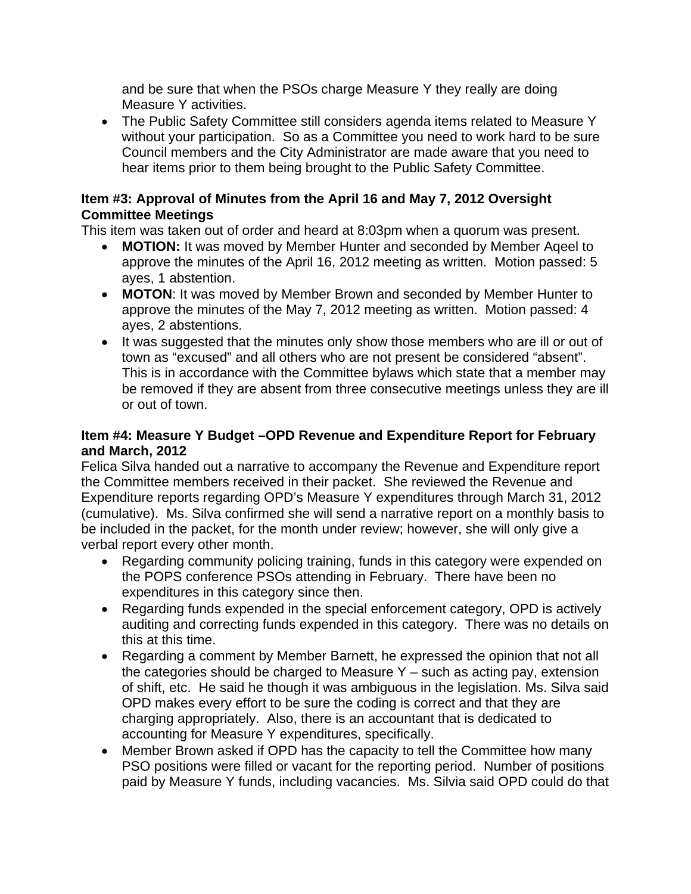and be sure that when the PSOs charge Measure Y they really are doing Measure Y activities.

- The Public Safety Committee still considers agenda items related to Measure Y without your participation. So as a Committee you need to work hard to be sure Council members and the City Administrator are made aware that you need to hear items prior to them being brought to the Public Safety Committee.

**Item #3: Approval of Minutes from the April 16 and May 7, 2012 Oversight Committee Meetings**

This item was taken out of order and heard at 8:03pm when a quorum was present.

- **MOTION:** It was moved by Member Hunter and seconded by Member Aqeel to approve the minutes of the April 16, 2012 meeting as written. Motion passed: 5 ayes, 1 abstention.
- **MOTON**: It was moved by Member Brown and seconded by Member Hunter to approve the minutes of the May 7, 2012 meeting as written. Motion passed: 4 ayes, 2 abstentions.
- It was suggested that the minutes only show those members who are ill or out of town as "excused" and all others who are not present be considered "absent". This is in accordance with the Committee bylaws which state that a member may be removed if they are absent from three consecutive meetings unless they are ill or out of town.

**Item #4: Measure Y Budget –OPD Revenue and Expenditure Report for February and March, 2012**

Felica Silva handed out a narrative to accompany the Revenue and Expenditure report the Committee members received in their packet. She reviewed the Revenue and Expenditure reports regarding OPD's Measure Y expenditures through March 31, 2012 (cumulative). Ms. Silva confirmed she will send a narrative report on a monthly basis to be included in the packet, for the month under review; however, she will only give a verbal report every other month.

- Regarding community policing training, funds in this category were expended on the POPS conference PSOs attending in February. There have been no expenditures in this category since then.
- Regarding funds expended in the special enforcement category, OPD is actively auditing and correcting funds expended in this category. There was no details on this at this time.
- Regarding a comment by Member Barnett, he expressed the opinion that not all the categories should be charged to Measure Y – such as acting pay, extension of shift, etc. He said he though it was ambiguous in the legislation. Ms. Silva said OPD makes every effort to be sure the coding is correct and that they are charging appropriately. Also, there is an accountant that is dedicated to accounting for Measure Y expenditures, specifically.
- Member Brown asked if OPD has the capacity to tell the Committee how many PSO positions were filled or vacant for the reporting period. Number of positions paid by Measure Y funds, including vacancies. Ms. Silvia said OPD could do that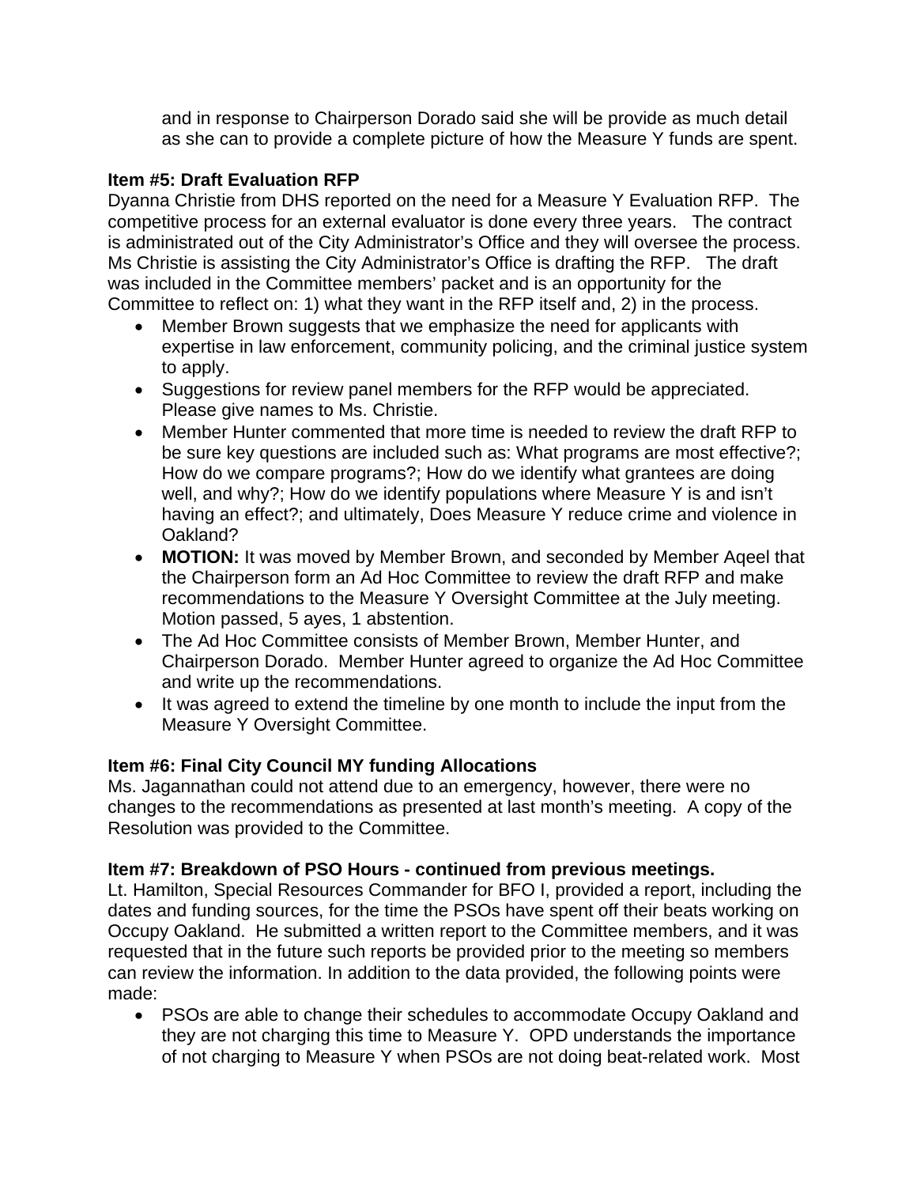and in response to Chairperson Dorado said she will be provide as much detail as she can to provide a complete picture of how the Measure Y funds are spent.

**Item #5: Draft Evaluation RFP**

Dyanna Christie from DHS reported on the need for a Measure Y Evaluation RFP. The competitive process for an external evaluator is done every three years. The contract is administrated out of the City Administrator's Office and they will oversee the process. Ms Christie is assisting the City Administrator's Office is drafting the RFP. The draft was included in the Committee members' packet and is an opportunity for the Committee to reflect on: 1) what they want in the RFP itself and, 2) in the process.

- Member Brown suggests that we emphasize the need for applicants with expertise in law enforcement, community policing, and the criminal justice system to apply.
- Suggestions for review panel members for the RFP would be appreciated. Please give names to Ms. Christie.
- Member Hunter commented that more time is needed to review the draft RFP to be sure key questions are included such as: What programs are most effective?; How do we compare programs?; How do we identify what grantees are doing well, and why?; How do we identify populations where Measure Y is and isn't having an effect?; and ultimately, Does Measure Y reduce crime and violence in Oakland?
- **MOTION:** It was moved by Member Brown, and seconded by Member Aqeel that the Chairperson form an Ad Hoc Committee to review the draft RFP and make recommendations to the Measure Y Oversight Committee at the July meeting. Motion passed, 5 ayes, 1 abstention.
- The Ad Hoc Committee consists of Member Brown, Member Hunter, and Chairperson Dorado. Member Hunter agreed to organize the Ad Hoc Committee and write up the recommendations.
- It was agreed to extend the timeline by one month to include the input from the Measure Y Oversight Committee.

**Item #6: Final City Council MY funding Allocations**

Ms. Jagannathan could not attend due to an emergency, however, there were no changes to the recommendations as presented at last month's meeting. A copy of the Resolution was provided to the Committee.

**Item #7: Breakdown of PSO Hours - continued from previous meetings.**

Lt. Hamilton, Special Resources Commander for BFO I, provided a report, including the dates and funding sources, for the time the PSOs have spent off their beats working on Occupy Oakland. He submitted a written report to the Committee members, and it was requested that in the future such reports be provided prior to the meeting so members can review the information. In addition to the data provided, the following points were made:

- PSOs are able to change their schedules to accommodate Occupy Oakland and they are not charging this time to Measure Y. OPD understands the importance of not charging to Measure Y when PSOs are not doing beat-related work. Most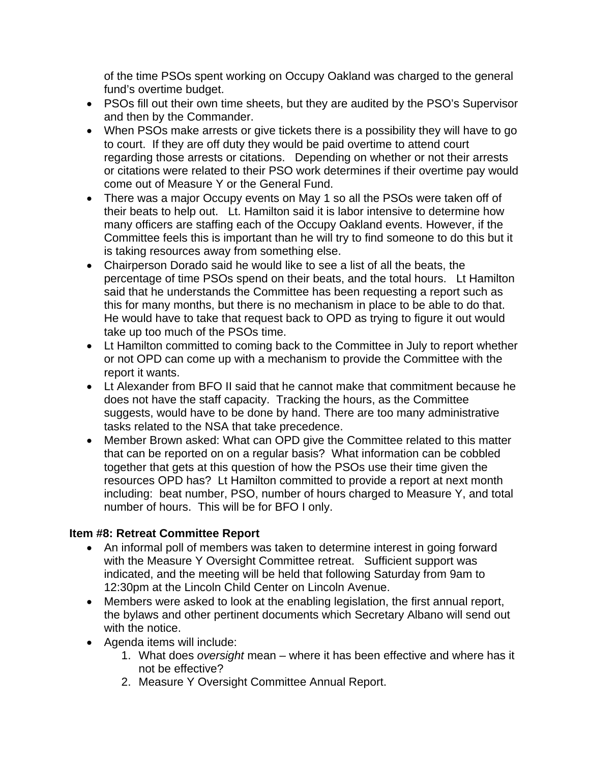of the time PSOs spent working on Occupy Oakland was charged to the general fund's overtime budget.

- PSOs fill out their own time sheets, but they are audited by the PSO's Supervisor and then by the Commander.
- When PSOs make arrests or give tickets there is a possibility they will have to go to court. If they are off duty they would be paid overtime to attend court regarding those arrests or citations. Depending on whether or not their arrests or citations were related to their PSO work determines if their overtime pay would come out of Measure Y or the General Fund.
- There was a major Occupy events on May 1 so all the PSOs were taken off of their beats to help out. Lt. Hamilton said it is labor intensive to determine how many officers are staffing each of the Occupy Oakland events. However, if the Committee feels this is important than he will try to find someone to do this but it is taking resources away from something else.
- Chairperson Dorado said he would like to see a list of all the beats, the percentage of time PSOs spend on their beats, and the total hours. Lt Hamilton said that he understands the Committee has been requesting a report such as this for many months, but there is no mechanism in place to be able to do that. He would have to take that request back to OPD as trying to figure it out would take up too much of the PSOs time.
- Lt Hamilton committed to coming back to the Committee in July to report whether or not OPD can come up with a mechanism to provide the Committee with the report it wants.
- Lt Alexander from BFO II said that he cannot make that commitment because he does not have the staff capacity. Tracking the hours, as the Committee suggests, would have to be done by hand. There are too many administrative tasks related to the NSA that take precedence.
- Member Brown asked: What can OPD give the Committee related to this matter that can be reported on on a regular basis? What information can be cobbled together that gets at this question of how the PSOs use their time given the resources OPD has? Lt Hamilton committed to provide a report at next month including: beat number, PSO, number of hours charged to Measure Y, and total number of hours. This will be for BFO I only.

**Item #8: Retreat Committee Report**

- An informal poll of members was taken to determine interest in going forward with the Measure Y Oversight Committee retreat. Sufficient support was indicated, and the meeting will be held that following Saturday from 9am to 12:30pm at the Lincoln Child Center on Lincoln Avenue.
- Members were asked to look at the enabling legislation, the first annual report, the bylaws and other pertinent documents which Secretary Albano will send out with the notice.
- Agenda items will include:
  1. What does *oversight* mean – where it has been effective and where has it not be effective?
  2. Measure Y Oversight Committee Annual Report.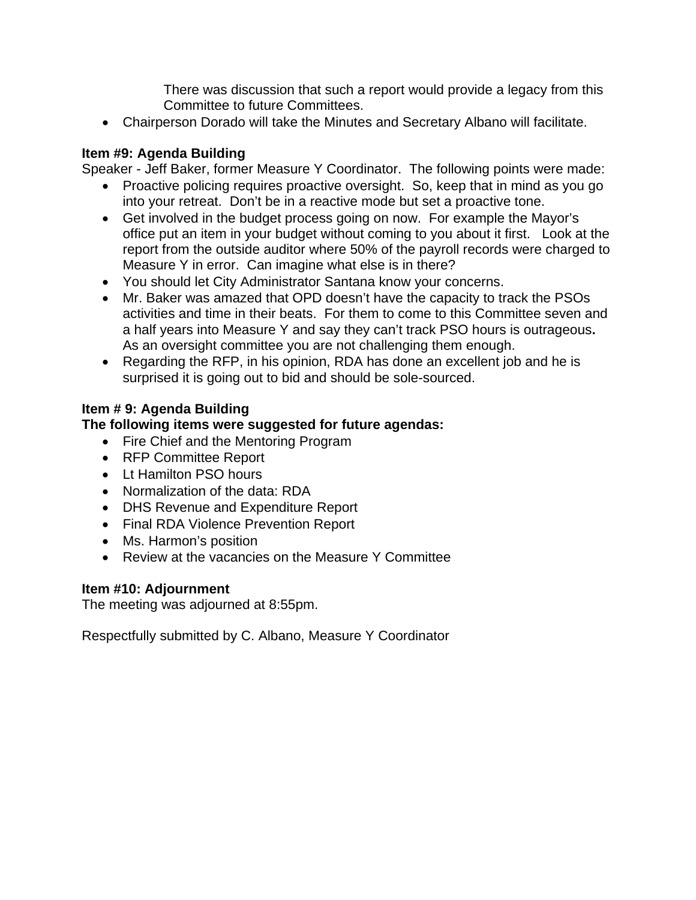There was discussion that such a report would provide a legacy from this Committee to future Committees.

- Chairperson Dorado will take the Minutes and Secretary Albano will facilitate.

**Item #9: Agenda Building**

Speaker - Jeff Baker, former Measure Y Coordinator. The following points were made:

- Proactive policing requires proactive oversight. So, keep that in mind as you go into your retreat. Don't be in a reactive mode but set a proactive tone.
- Get involved in the budget process going on now. For example the Mayor's office put an item in your budget without coming to you about it first. Look at the report from the outside auditor where 50% of the payroll records were charged to Measure Y in error. Can imagine what else is in there?
- You should let City Administrator Santana know your concerns.
- Mr. Baker was amazed that OPD doesn't have the capacity to track the PSOs activities and time in their beats. For them to come to this Committee seven and a half years into Measure Y and say they can't track PSO hours is outrageous**.** As an oversight committee you are not challenging them enough.
- Regarding the RFP, in his opinion, RDA has done an excellent job and he is surprised it is going out to bid and should be sole-sourced.

**Item # 9: Agenda Building**

**The following items were suggested for future agendas:**

- Fire Chief and the Mentoring Program
- RFP Committee Report
- Lt Hamilton PSO hours
- Normalization of the data: RDA
- DHS Revenue and Expenditure Report
- Final RDA Violence Prevention Report
- Ms. Harmon's position
- Review at the vacancies on the Measure Y Committee

**Item #10: Adjournment**

The meeting was adjourned at 8:55pm.

Respectfully submitted by C. Albano, Measure Y Coordinator